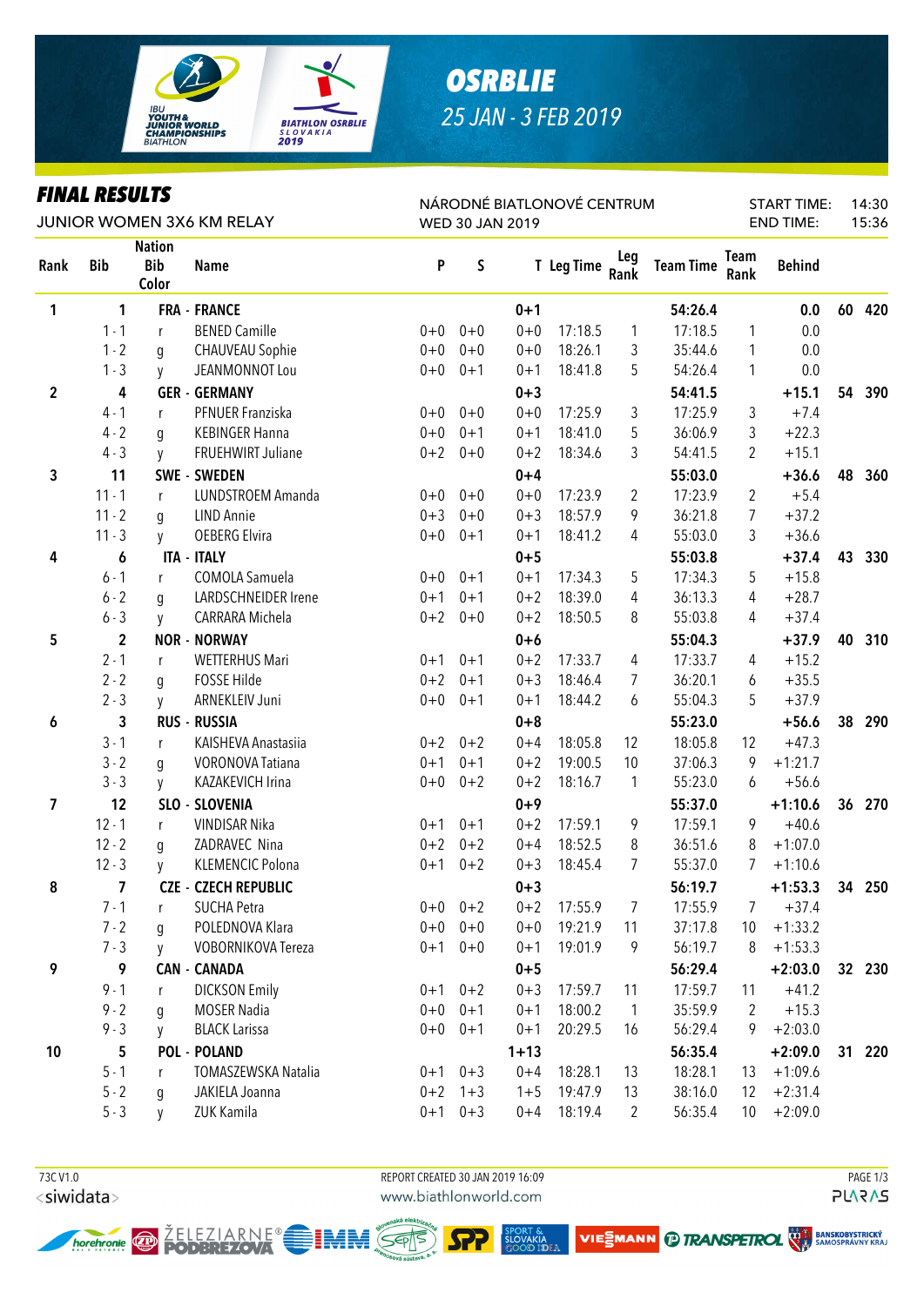# OSRBLIE

## 25 JAN - 3 FEB 2019

## FINAL RESULTS

JUNIOR WOMEN 3X6 KM RELAY

NÁRODNÉ BIATLONOVÉ CENTRUM
WED 30 JAN 2019

START TIME: 14:30
END TIME: 15:36

| Rank | Bib | Nation Bib Color | Name | P | S | T | Leg Time | Leg Rank | Team Time | Team Rank | Behind | | |
|---|---|---|---|---|---|---|---|---|---|---|---|---|---|
| 1 | 1 | FRA - FRANCE | | | | 0+1 | | | 54:26.4 | | 0.0 | 60 | 420 |
| | 1 - 1 | r | BENED Camille | 0+0 | 0+0 | 0+0 | 17:18.5 | 1 | 17:18.5 | 1 | 0.0 | | |
| | 1 - 2 | g | CHAUVEAU Sophie | 0+0 | 0+0 | 0+0 | 18:26.1 | 3 | 35:44.6 | 1 | 0.0 | | |
| | 1 - 3 | y | JEANMONNOT Lou | 0+0 | 0+1 | 0+1 | 18:41.8 | 5 | 54:26.4 | 1 | 0.0 | | |
| 2 | 4 | GER - GERMANY | | | | 0+3 | | | 54:41.5 | | +15.1 | 54 | 390 |
| | 4 - 1 | r | PFNUER Franziska | 0+0 | 0+0 | 0+0 | 17:25.9 | 3 | 17:25.9 | 3 | +7.4 | | |
| | 4 - 2 | g | KEBINGER Hanna | 0+0 | 0+1 | 0+1 | 18:41.0 | 5 | 36:06.9 | 3 | +22.3 | | |
| | 4 - 3 | y | FRUEHWIRT Juliane | 0+2 | 0+0 | 0+2 | 18:34.6 | 3 | 54:41.5 | 2 | +15.1 | | |
| 3 | 11 | SWE - SWEDEN | | | | 0+4 | | | 55:03.0 | | +36.6 | 48 | 360 |
| | 11 - 1 | r | LUNDSTROEM Amanda | 0+0 | 0+0 | 0+0 | 17:23.9 | 2 | 17:23.9 | 2 | +5.4 | | |
| | 11 - 2 | g | LIND Annie | 0+3 | 0+0 | 0+3 | 18:57.9 | 9 | 36:21.8 | 7 | +37.2 | | |
| | 11 - 3 | y | OEBERG Elvira | 0+0 | 0+1 | 0+1 | 18:41.2 | 4 | 55:03.0 | 3 | +36.6 | | |
| 4 | 6 | ITA - ITALY | | | | 0+5 | | | 55:03.8 | | +37.4 | 43 | 330 |
| | 6 - 1 | r | COMOLA Samuela | 0+0 | 0+1 | 0+1 | 17:34.3 | 5 | 17:34.3 | 5 | +15.8 | | |
| | 6 - 2 | g | LARDSCHNEIDER Irene | 0+1 | 0+1 | 0+2 | 18:39.0 | 4 | 36:13.3 | 4 | +28.7 | | |
| | 6 - 3 | y | CARRARA Michela | 0+2 | 0+0 | 0+2 | 18:50.5 | 8 | 55:03.8 | 4 | +37.4 | | |
| 5 | 2 | NOR - NORWAY | | | | 0+6 | | | 55:04.3 | | +37.9 | 40 | 310 |
| | 2 - 1 | r | WETTERHUS Mari | 0+1 | 0+1 | 0+2 | 17:33.7 | 4 | 17:33.7 | 4 | +15.2 | | |
| | 2 - 2 | g | FOSSE Hilde | 0+2 | 0+1 | 0+3 | 18:46.4 | 7 | 36:20.1 | 6 | +35.5 | | |
| | 2 - 3 | y | ARNEKLEIV Juni | 0+0 | 0+1 | 0+1 | 18:44.2 | 6 | 55:04.3 | 5 | +37.9 | | |
| 6 | 3 | RUS - RUSSIA | | | | 0+8 | | | 55:23.0 | | +56.6 | 38 | 290 |
| | 3 - 1 | r | KAISHEVA Anastasiia | 0+2 | 0+2 | 0+4 | 18:05.8 | 12 | 18:05.8 | 12 | +47.3 | | |
| | 3 - 2 | g | VORONOVA Tatiana | 0+1 | 0+1 | 0+2 | 19:00.5 | 10 | 37:06.3 | 9 | +1:21.7 | | |
| | 3 - 3 | y | KAZAKEVICH Irina | 0+0 | 0+2 | 0+2 | 18:16.7 | 1 | 55:23.0 | 6 | +56.6 | | |
| 7 | 12 | SLO - SLOVENIA | | | | 0+9 | | | 55:37.0 | | +1:10.6 | 36 | 270 |
| | 12 - 1 | r | VINDISAR Nika | 0+1 | 0+1 | 0+2 | 17:59.1 | 9 | 17:59.1 | 9 | +40.6 | | |
| | 12 - 2 | g | ZADRAVEC Nina | 0+2 | 0+2 | 0+4 | 18:52.5 | 8 | 36:51.6 | 8 | +1:07.0 | | |
| | 12 - 3 | y | KLEMENCIC Polona | 0+1 | 0+2 | 0+3 | 18:45.4 | 7 | 55:37.0 | 7 | +1:10.6 | | |
| 8 | 7 | CZE - CZECH REPUBLIC | | | | 0+3 | | | 56:19.7 | | +1:53.3 | 34 | 250 |
| | 7 - 1 | r | SUCHA Petra | 0+0 | 0+2 | 0+2 | 17:55.9 | 7 | 17:55.9 | 7 | +37.4 | | |
| | 7 - 2 | g | POLEDNOVA Klara | 0+0 | 0+0 | 0+0 | 19:21.9 | 11 | 37:17.8 | 10 | +1:33.2 | | |
| | 7 - 3 | y | VOBORNIKOVA Tereza | 0+1 | 0+0 | 0+1 | 19:01.9 | 9 | 56:19.7 | 8 | +1:53.3 | | |
| 9 | 9 | CAN - CANADA | | | | 0+5 | | | 56:29.4 | | +2:03.0 | 32 | 230 |
| | 9 - 1 | r | DICKSON Emily | 0+1 | 0+2 | 0+3 | 17:59.7 | 11 | 17:59.7 | 11 | +41.2 | | |
| | 9 - 2 | g | MOSER Nadia | 0+0 | 0+1 | 0+1 | 18:00.2 | 1 | 35:59.9 | 2 | +15.3 | | |
| | 9 - 3 | y | BLACK Larissa | 0+0 | 0+1 | 0+1 | 20:29.5 | 16 | 56:29.4 | 9 | +2:03.0 | | |
| 10 | 5 | POL - POLAND | | | | 1+13 | | | 56:35.4 | | +2:09.0 | 31 | 220 |
| | 5 - 1 | r | TOMASZEWSKA Natalia | 0+1 | 0+3 | 0+4 | 18:28.1 | 13 | 18:28.1 | 13 | +1:09.6 | | |
| | 5 - 2 | g | JAKIELA Joanna | 0+2 | 1+3 | 1+5 | 19:47.9 | 13 | 38:16.0 | 12 | +2:31.4 | | |
| | 5 - 3 | y | ZUK Kamila | 0+1 | 0+3 | 0+4 | 18:19.4 | 2 | 56:35.4 | 10 | +2:09.0 | | |

73C V1.0
REPORT CREATED 30 JAN 2019 16:09
www.biathlonworld.com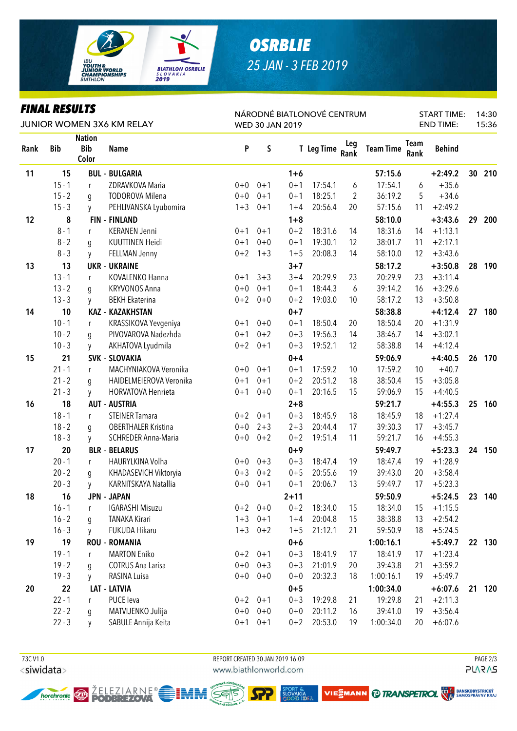# OSRBLIE

## 25 JAN - 3 FEB 2019

IBU YOUTH & JUNIOR WORLD CHAMPIONSHIPS BIATHLON — BIATHLON OSRBLIE SLOVAKIA 2019

## FINAL RESULTS

JUNIOR WOMEN 3X6 KM RELAY

NÁRODNÉ BIATLONOVÉ CENTRUM
WED 30 JAN 2019

START TIME: 14:30
END TIME: 15:36

| Rank | Bib | Nation Bib Color | Name | P | S | T | Leg Time | Leg Rank | Team Time | Team Rank | Behind | | |
|---|---|---|---|---|---|---|---|---|---|---|---|---|---|
| **11** | **15** | | **BUL - BULGARIA** | | | **1+6** | | | **57:15.6** | | **+2:49.2** | **30** | **210** |
| | 15 - 1 | r | ZDRAVKOVA Maria | 0+0 | 0+1 | 0+1 | 17:54.1 | 6 | 17:54.1 | 6 | +35.6 | | |
| | 15 - 2 | g | TODOROVA Milena | 0+0 | 0+1 | 0+1 | 18:25.1 | 2 | 36:19.2 | 5 | +34.6 | | |
| | 15 - 3 | y | PEHLIVANSKA Lyubomira | 1+3 | 0+1 | 1+4 | 20:56.4 | 20 | 57:15.6 | 11 | +2:49.2 | | |
| **12** | **8** | | **FIN - FINLAND** | | | **1+8** | | | **58:10.0** | | **+3:43.6** | **29** | **200** |
| | 8 - 1 | r | KERANEN Jenni | 0+1 | 0+1 | 0+2 | 18:31.6 | 14 | 18:31.6 | 14 | +1:13.1 | | |
| | 8 - 2 | g | KUUTTINEN Heidi | 0+1 | 0+0 | 0+1 | 19:30.1 | 12 | 38:01.7 | 11 | +2:17.1 | | |
| | 8 - 3 | y | FELLMAN Jenny | 0+2 | 1+3 | 1+5 | 20:08.3 | 14 | 58:10.0 | 12 | +3:43.6 | | |
| **13** | **13** | | **UKR - UKRAINE** | | | **3+7** | | | **58:17.2** | | **+3:50.8** | **28** | **190** |
| | 13 - 1 | r | KOVALENKO Hanna | 0+1 | 3+3 | 3+4 | 20:29.9 | 23 | 20:29.9 | 23 | +3:11.4 | | |
| | 13 - 2 | g | KRYVONOS Anna | 0+0 | 0+1 | 0+1 | 18:44.3 | 6 | 39:14.2 | 16 | +3:29.6 | | |
| | 13 - 3 | y | BEKH Ekaterina | 0+2 | 0+0 | 0+2 | 19:03.0 | 10 | 58:17.2 | 13 | +3:50.8 | | |
| **14** | **10** | | **KAZ - KAZAKHSTAN** | | | **0+7** | | | **58:38.8** | | **+4:12.4** | **27** | **180** |
| | 10 - 1 | r | KRASSIKOVA Yevgeniya | 0+1 | 0+0 | 0+1 | 18:50.4 | 20 | 18:50.4 | 20 | +1:31.9 | | |
| | 10 - 2 | g | PIVOVAROVA Nadezhda | 0+1 | 0+2 | 0+3 | 19:56.3 | 14 | 38:46.7 | 14 | +3:02.1 | | |
| | 10 - 3 | y | AKHATOVA Lyudmila | 0+2 | 0+1 | 0+3 | 19:52.1 | 12 | 58:38.8 | 14 | +4:12.4 | | |
| **15** | **21** | | **SVK - SLOVAKIA** | | | **0+4** | | | **59:06.9** | | **+4:40.5** | **26** | **170** |
| | 21 - 1 | r | MACHYNIAKOVA Veronika | 0+0 | 0+1 | 0+1 | 17:59.2 | 10 | 17:59.2 | 10 | +40.7 | | |
| | 21 - 2 | g | HAIDELMEIEROVA Veronika | 0+1 | 0+1 | 0+2 | 20:51.2 | 18 | 38:50.4 | 15 | +3:05.8 | | |
| | 21 - 3 | y | HORVATOVA Henrieta | 0+1 | 0+0 | 0+1 | 20:16.5 | 15 | 59:06.9 | 15 | +4:40.5 | | |
| **16** | **18** | | **AUT - AUSTRIA** | | | **2+8** | | | **59:21.7** | | **+4:55.3** | **25** | **160** |
| | 18 - 1 | r | STEINER Tamara | 0+2 | 0+1 | 0+3 | 18:45.9 | 18 | 18:45.9 | 18 | +1:27.4 | | |
| | 18 - 2 | g | OBERTHALER Kristina | 0+0 | 2+3 | 2+3 | 20:44.4 | 17 | 39:30.3 | 17 | +3:45.7 | | |
| | 18 - 3 | y | SCHREDER Anna-Maria | 0+0 | 0+2 | 0+2 | 19:51.4 | 11 | 59:21.7 | 16 | +4:55.3 | | |
| **17** | **20** | | **BLR - BELARUS** | | | **0+9** | | | **59:49.7** | | **+5:23.3** | **24** | **150** |
| | 20 - 1 | r | HAURYLKINA Volha | 0+0 | 0+3 | 0+3 | 18:47.4 | 19 | 18:47.4 | 19 | +1:28.9 | | |
| | 20 - 2 | g | KHADASEVICH Viktoryia | 0+3 | 0+2 | 0+5 | 20:55.6 | 19 | 39:43.0 | 20 | +3:58.4 | | |
| | 20 - 3 | y | KARNITSKAYA Natallia | 0+0 | 0+1 | 0+1 | 20:06.7 | 13 | 59:49.7 | 17 | +5:23.3 | | |
| **18** | **16** | | **JPN - JAPAN** | | | **2+11** | | | **59:50.9** | | **+5:24.5** | **23** | **140** |
| | 16 - 1 | r | IGARASHI Misuzu | 0+2 | 0+0 | 0+2 | 18:34.0 | 15 | 18:34.0 | 15 | +1:15.5 | | |
| | 16 - 2 | g | TANAKA Kirari | 1+3 | 0+1 | 1+4 | 20:04.8 | 15 | 38:38.8 | 13 | +2:54.2 | | |
| | 16 - 3 | y | FUKUDA Hikaru | 1+3 | 0+2 | 1+5 | 21:12.1 | 21 | 59:50.9 | 18 | +5:24.5 | | |
| **19** | **19** | | **ROU - ROMANIA** | | | **0+6** | | | **1:00:16.1** | | **+5:49.7** | **22** | **130** |
| | 19 - 1 | r | MARTON Eniko | 0+2 | 0+1 | 0+3 | 18:41.9 | 17 | 18:41.9 | 17 | +1:23.4 | | |
| | 19 - 2 | g | COTRUS Ana Larisa | 0+0 | 0+3 | 0+3 | 21:01.9 | 20 | 39:43.8 | 21 | +3:59.2 | | |
| | 19 - 3 | y | RASINA Luisa | 0+0 | 0+0 | 0+0 | 20:32.3 | 18 | 1:00:16.1 | 19 | +5:49.7 | | |
| **20** | **22** | | **LAT - LATVIA** | | | **0+5** | | | **1:00:34.0** | | **+6:07.6** | **21** | **120** |
| | 22 - 1 | r | PUCE Ieva | 0+2 | 0+1 | 0+3 | 19:29.8 | 21 | 19:29.8 | 21 | +2:11.3 | | |
| | 22 - 2 | g | MATVIJENKO Julija | 0+0 | 0+0 | 0+0 | 20:11.2 | 16 | 39:41.0 | 19 | +3:56.4 | | |
| | 22 - 3 | y | SABULE Annija Keita | 0+1 | 0+1 | 0+2 | 20:53.0 | 19 | 1:00:34.0 | 20 | +6:07.6 | | |

73C V1.0 — REPORT CREATED 30 JAN 2019 16:09 — www.biathlonworld.com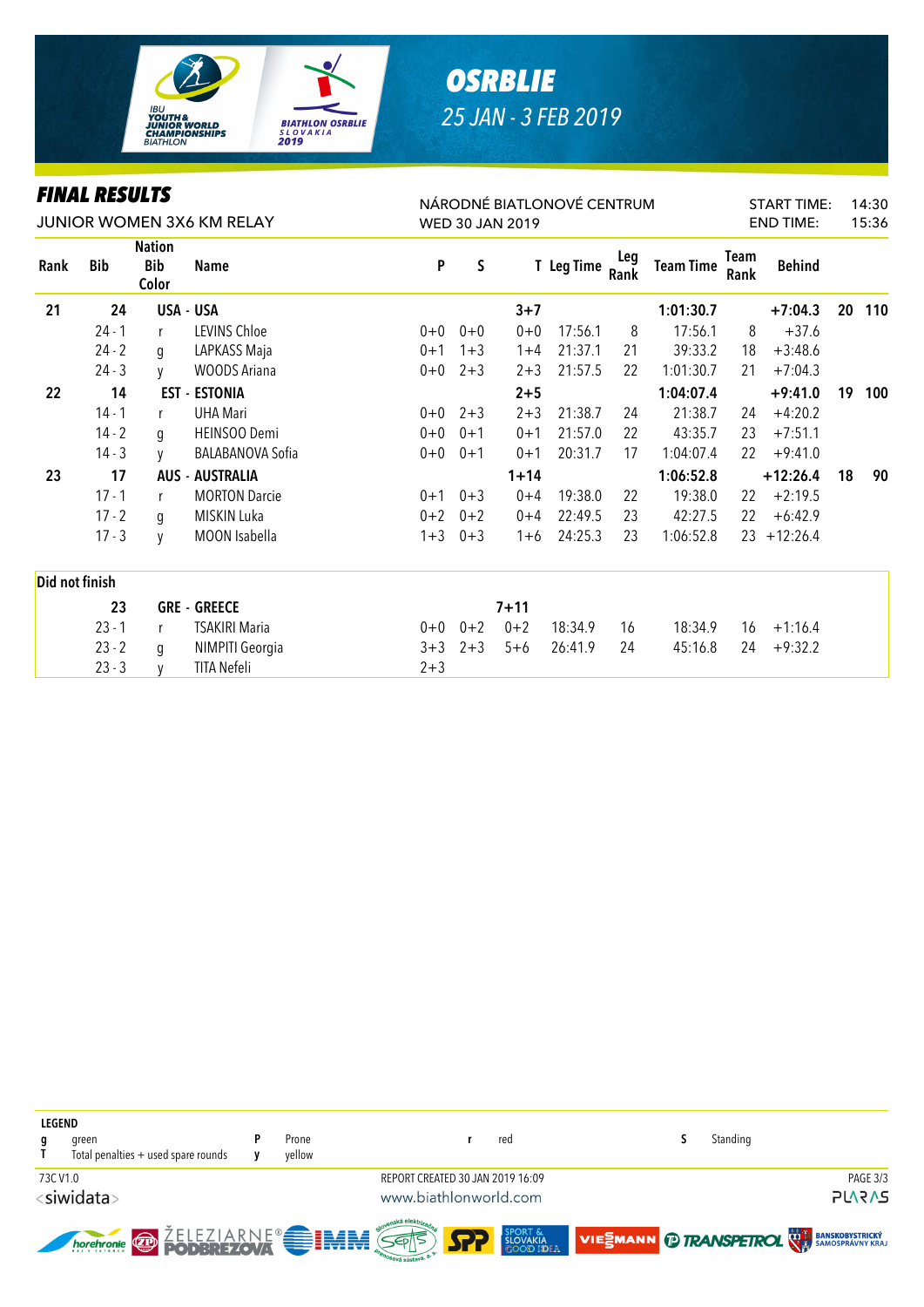# OSRBLIE

*25 JAN - 3 FEB 2019*

## FINAL RESULTS

JUNIOR WOMEN 3X6 KM RELAY

NÁRODNÉ BIATLONOVÉ CENTRUM
WED 30 JAN 2019

START TIME: 14:30
END TIME: 15:36

| Rank | Bib | Nation Bib Color | Name | P | S | T | Leg Time | Leg Rank | Team Time | Team Rank | Behind | | |
|---|---|---|---|---|---|---|---|---|---|---|---|---|---|
| **21** | **24** | **USA - USA** | | | | **3+7** | | | **1:01:30.7** | | **+7:04.3** | **20** | **110** |
| | 24 - 1 | r | LEVINS Chloe | 0+0 | 0+0 | 0+0 | 17:56.1 | 8 | 17:56.1 | 8 | +37.6 | | |
| | 24 - 2 | g | LAPKASS Maja | 0+1 | 1+3 | 1+4 | 21:37.1 | 21 | 39:33.2 | 18 | +3:48.6 | | |
| | 24 - 3 | y | WOODS Ariana | 0+0 | 2+3 | 2+3 | 21:57.5 | 22 | 1:01:30.7 | 21 | +7:04.3 | | |
| **22** | **14** | **EST - ESTONIA** | | | | **2+5** | | | **1:04:07.4** | | **+9:41.0** | **19** | **100** |
| | 14 - 1 | r | UHA Mari | 0+0 | 2+3 | 2+3 | 21:38.7 | 24 | 21:38.7 | 24 | +4:20.2 | | |
| | 14 - 2 | g | HEINSOO Demi | 0+0 | 0+1 | 0+1 | 21:57.0 | 22 | 43:35.7 | 23 | +7:51.1 | | |
| | 14 - 3 | y | BALABANOVA Sofia | 0+0 | 0+1 | 0+1 | 20:31.7 | 17 | 1:04:07.4 | 22 | +9:41.0 | | |
| **23** | **17** | **AUS - AUSTRALIA** | | | | **1+14** | | | **1:06:52.8** | | **+12:26.4** | **18** | **90** |
| | 17 - 1 | r | MORTON Darcie | 0+1 | 0+3 | 0+4 | 19:38.0 | 22 | 19:38.0 | 22 | +2:19.5 | | |
| | 17 - 2 | g | MISKIN Luka | 0+2 | 0+2 | 0+4 | 22:49.5 | 23 | 42:27.5 | 22 | +6:42.9 | | |
| | 17 - 3 | y | MOON Isabella | 1+3 | 0+3 | 1+6 | 24:25.3 | 23 | 1:06:52.8 | 23 | +12:26.4 | | |

**Did not finish**

| Rank | Bib | Nation Bib Color | Name | P | S | T | Leg Time | Leg Rank | Team Time | Team Rank | Behind |
|---|---|---|---|---|---|---|---|---|---|---|---|
| | **23** | **GRE - GREECE** | | | | **7+11** | | | | | |
| | 23 - 1 | r | TSAKIRI Maria | 0+0 | 0+2 | 0+2 | 18:34.9 | 16 | 18:34.9 | 16 | +1:16.4 |
| | 23 - 2 | g | NIMPITI Georgia | 3+3 | 2+3 | 5+6 | 26:41.9 | 24 | 45:16.8 | 24 | +9:32.2 |
| | 23 - 3 | y | TITA Nefeli | 2+3 | | | | | | | |

**LEGEND**

| | | | | | | | |
|---|---|---|---|---|---|---|---|
| g | green | P | Prone | r | red | S | Standing |
| T | Total penalties + used spare rounds | y | yellow | | | | |

73C V1.0

REPORT CREATED 30 JAN 2019 16:09

www.biathlonworld.com